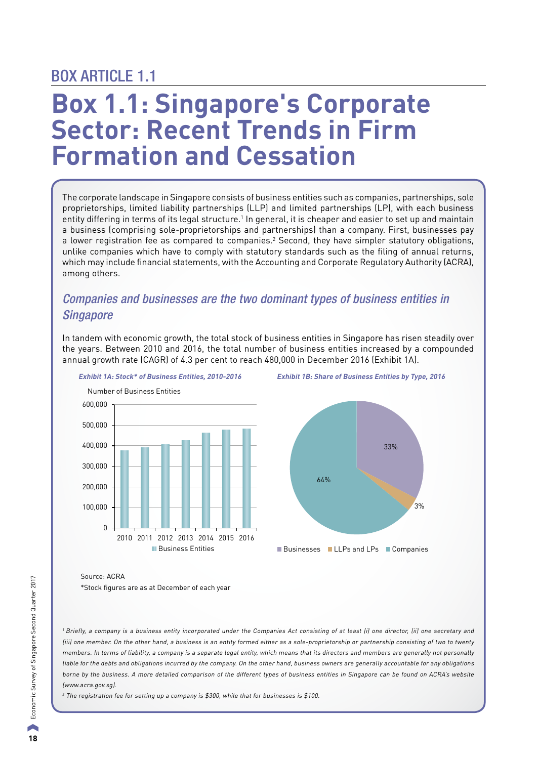# BOX ARTICLE 1.1

# Box 1.1: Singapore's Corporate Sector: Recent Trends in Firm Formation and Cessation

The corporate landscape in Singapore consists of business entities such as companies, partnerships, sole proprietorships, limited liability partnerships (LLP) and limited partnerships (LP), with each business entity differing in terms of its legal structure.[1] In general, it is cheaper and easier to set up and maintain a business (comprising sole-proprietorships and partnerships) than a company. First, businesses pay a lower registration fee as compared to companies.[2] Second, they have simpler statutory obligations, unlike companies which have to comply with statutory standards such as the filing of annual returns, which may include financial statements, with the Accounting and Corporate Regulatory Authority (ACRA), among others.

## *Companies and businesses are the two dominant types of business entities in Singapore*

In tandem with economic growth, the total stock of business entities in Singapore has risen steadily over the years. Between 2010 and 2016, the total number of business entities increased by a compounded annual growth rate (CAGR) of 4.3 per cent to reach 480,000 in December 2016 (Exhibit 1A).

***Exhibit 1A: Stock\* of Business Entities, 2010-2016***

***Exhibit 1B: Share of Business Entities by Type, 2016***

| Type | Share |
|---|---|
| Businesses | 33% |
| LLPs and LPs | 3% |
| Companies | 64% |

Source: ACRA

*Stock figures are as at December of each year

[1] *Briefly, a company is a business entity incorporated under the Companies Act consisting of at least (i) one director, (ii) one secretary and (iii) one member. On the other hand, a business is an entity formed either as a sole-proprietorship or partnership consisting of two to twenty members. In terms of liability, a company is a separate legal entity, which means that its directors and members are generally not personally liable for the debts and obligations incurred by the company. On the other hand, business owners are generally accountable for any obligations borne by the business. A more detailed comparison of the different types of business entities in Singapore can be found on ACRA's website (www.acra.gov.sg).*

[2] *The registration fee for setting up a company is $300, while that for businesses is $100.*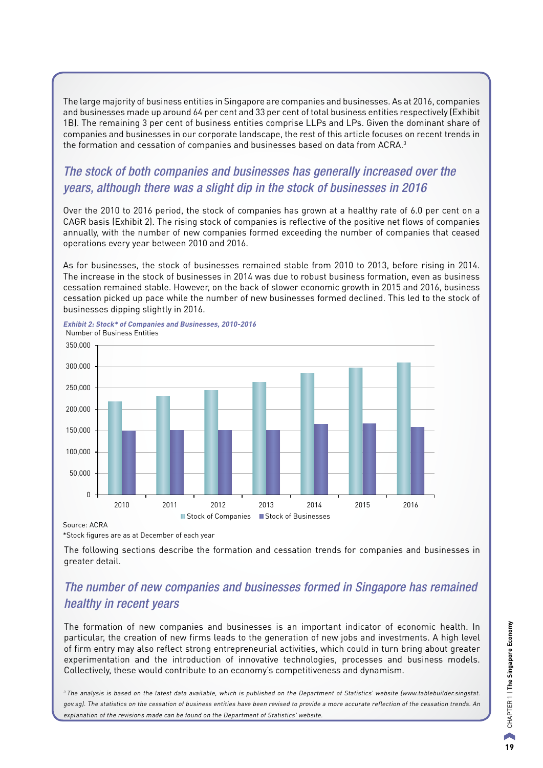The large majority of business entities in Singapore are companies and businesses. As at 2016, companies and businesses made up around 64 per cent and 33 per cent of total business entities respectively (Exhibit 1B). The remaining 3 per cent of business entities comprise LLPs and LPs. Given the dominant share of companies and businesses in our corporate landscape, the rest of this article focuses on recent trends in the formation and cessation of companies and businesses based on data from ACRA.[3]

## *The stock of both companies and businesses has generally increased over the years, although there was a slight dip in the stock of businesses in 2016*

Over the 2010 to 2016 period, the stock of companies has grown at a healthy rate of 6.0 per cent on a CAGR basis (Exhibit 2). The rising stock of companies is reflective of the positive net flows of companies annually, with the number of new companies formed exceeding the number of companies that ceased operations every year between 2010 and 2016.

As for businesses, the stock of businesses remained stable from 2010 to 2013, before rising in 2014. The increase in the stock of businesses in 2014 was due to robust business formation, even as business cessation remained stable. However, on the back of slower economic growth in 2015 and 2016, business cessation picked up pace while the number of new businesses formed declined. This led to the stock of businesses dipping slightly in 2016.

***Exhibit 2: Stock\* of Companies and Businesses, 2010-2016***

Number of Business Entities

Legend: Stock of Companies, Stock of Businesses

Source: ACRA

\*Stock figures are as at December of each year

The following sections describe the formation and cessation trends for companies and businesses in greater detail.

## *The number of new companies and businesses formed in Singapore has remained healthy in recent years*

The formation of new companies and businesses is an important indicator of economic health. In particular, the creation of new firms leads to the generation of new jobs and investments. A high level of firm entry may also reflect strong entrepreneurial activities, which could in turn bring about greater experimentation and the introduction of innovative technologies, processes and business models. Collectively, these would contribute to an economy's competitiveness and dynamism.

*[3] The analysis is based on the latest data available, which is published on the Department of Statistics' website (www.tablebuilder.singstat.gov.sg). The statistics on the cessation of business entities have been revised to provide a more accurate reflection of the cessation trends. An explanation of the revisions made can be found on the Department of Statistics' website.*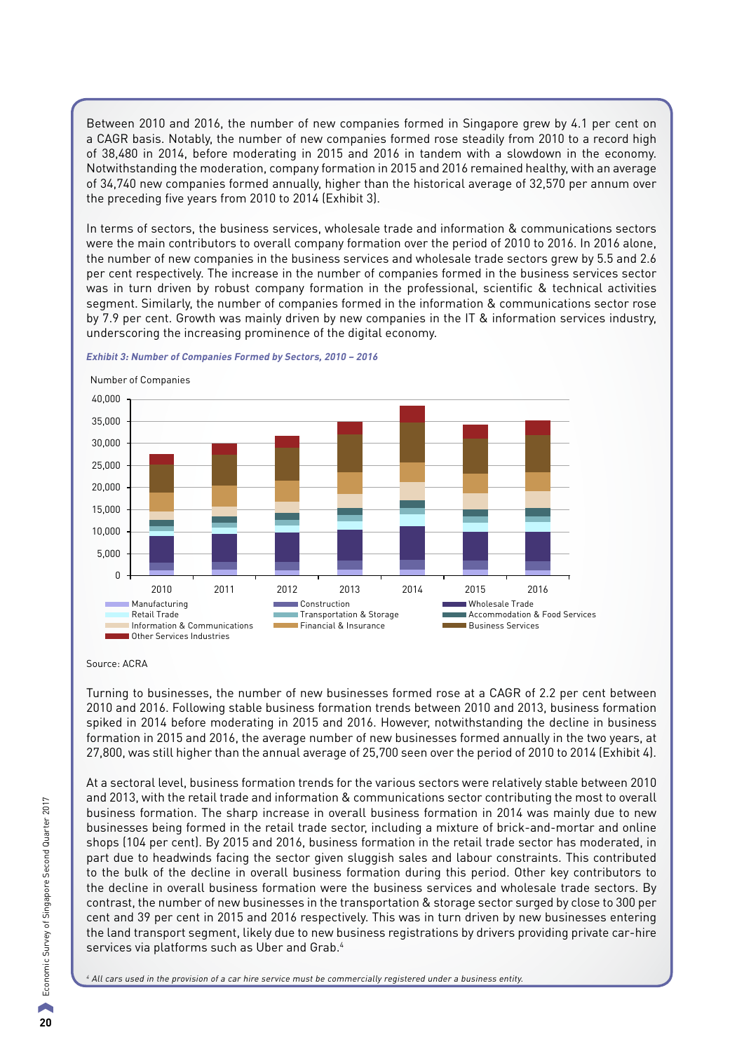Between 2010 and 2016, the number of new companies formed in Singapore grew by 4.1 per cent on a CAGR basis. Notably, the number of new companies formed rose steadily from 2010 to a record high of 38,480 in 2014, before moderating in 2015 and 2016 in tandem with a slowdown in the economy. Notwithstanding the moderation, company formation in 2015 and 2016 remained healthy, with an average of 34,740 new companies formed annually, higher than the historical average of 32,570 per annum over the preceding five years from 2010 to 2014 (Exhibit 3).

In terms of sectors, the business services, wholesale trade and information & communications sectors were the main contributors to overall company formation over the period of 2010 to 2016. In 2016 alone, the number of new companies in the business services and wholesale trade sectors grew by 5.5 and 2.6 per cent respectively. The increase in the number of companies formed in the business services sector was in turn driven by robust company formation in the professional, scientific & technical activities segment. Similarly, the number of companies formed in the information & communications sector rose by 7.9 per cent. Growth was mainly driven by new companies in the IT & information services industry, underscoring the increasing prominence of the digital economy.

*Exhibit 3: Number of Companies Formed by Sectors, 2010 – 2016*

Number of Companies

Legend: Manufacturing, Construction, Wholesale Trade, Retail Trade, Transportation & Storage, Accommodation & Food Services, Information & Communications, Financial & Insurance, Business Services, Other Services Industries

Source: ACRA

Turning to businesses, the number of new businesses formed rose at a CAGR of 2.2 per cent between 2010 and 2016. Following stable business formation trends between 2010 and 2013, business formation spiked in 2014 before moderating in 2015 and 2016. However, notwithstanding the decline in business formation in 2015 and 2016, the average number of new businesses formed annually in the two years, at 27,800, was still higher than the annual average of 25,700 seen over the period of 2010 to 2014 (Exhibit 4).

At a sectoral level, business formation trends for the various sectors were relatively stable between 2010 and 2013, with the retail trade and information & communications sector contributing the most to overall business formation. The sharp increase in overall business formation in 2014 was mainly due to new businesses being formed in the retail trade sector, including a mixture of brick-and-mortar and online shops (104 per cent). By 2015 and 2016, business formation in the retail trade sector has moderated, in part due to headwinds facing the sector given sluggish sales and labour constraints. This contributed to the bulk of the decline in overall business formation during this period. Other key contributors to the decline in overall business formation were the business services and wholesale trade sectors. By contrast, the number of new businesses in the transportation & storage sector surged by close to 300 per cent and 39 per cent in 2015 and 2016 respectively. This was in turn driven by new businesses entering the land transport segment, likely due to new business registrations by drivers providing private car-hire services via platforms such as Uber and Grab.[4]

[4] *All cars used in the provision of a car hire service must be commercially registered under a business entity.*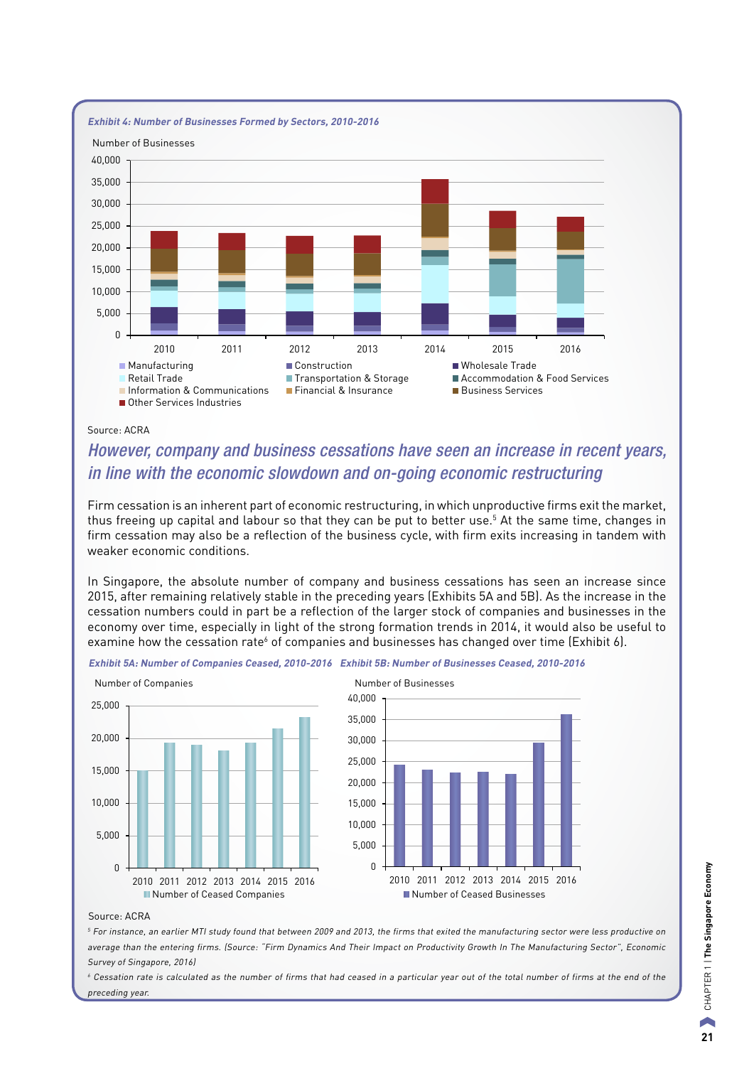*Exhibit 4: Number of Businesses Formed by Sectors, 2010-2016*

Number of Businesses

Legend: Manufacturing, Retail Trade, Information & Communications, Other Services Industries, Construction, Transportation & Storage, Financial & Insurance, Wholesale Trade, Accommodation & Food Services, Business Services

Source: ACRA

## *However, company and business cessations have seen an increase in recent years, in line with the economic slowdown and on-going economic restructuring*

Firm cessation is an inherent part of economic restructuring, in which unproductive firms exit the market, thus freeing up capital and labour so that they can be put to better use.[5] At the same time, changes in firm cessation may also be a reflection of the business cycle, with firm exits increasing in tandem with weaker economic conditions.

In Singapore, the absolute number of company and business cessations has seen an increase since 2015, after remaining relatively stable in the preceding years (Exhibits 5A and 5B). As the increase in the cessation numbers could in part be a reflection of the larger stock of companies and businesses in the economy over time, especially in light of the strong formation trends in 2014, it would also be useful to examine how the cessation rate[6] of companies and businesses has changed over time (Exhibit 6).

*Exhibit 5A: Number of Companies Ceased, 2010-2016*

Number of Companies

Number of Ceased Companies

*Exhibit 5B: Number of Businesses Ceased, 2010-2016*

Number of Businesses

Number of Ceased Businesses

Source: ACRA

[5] For instance, an earlier MTI study found that between 2009 and 2013, the firms that exited the manufacturing sector were less productive on average than the entering firms. (Source: "Firm Dynamics And Their Impact on Productivity Growth In The Manufacturing Sector", Economic Survey of Singapore, 2016)

[6] Cessation rate is calculated as the number of firms that had ceased in a particular year out of the total number of firms at the end of the preceding year.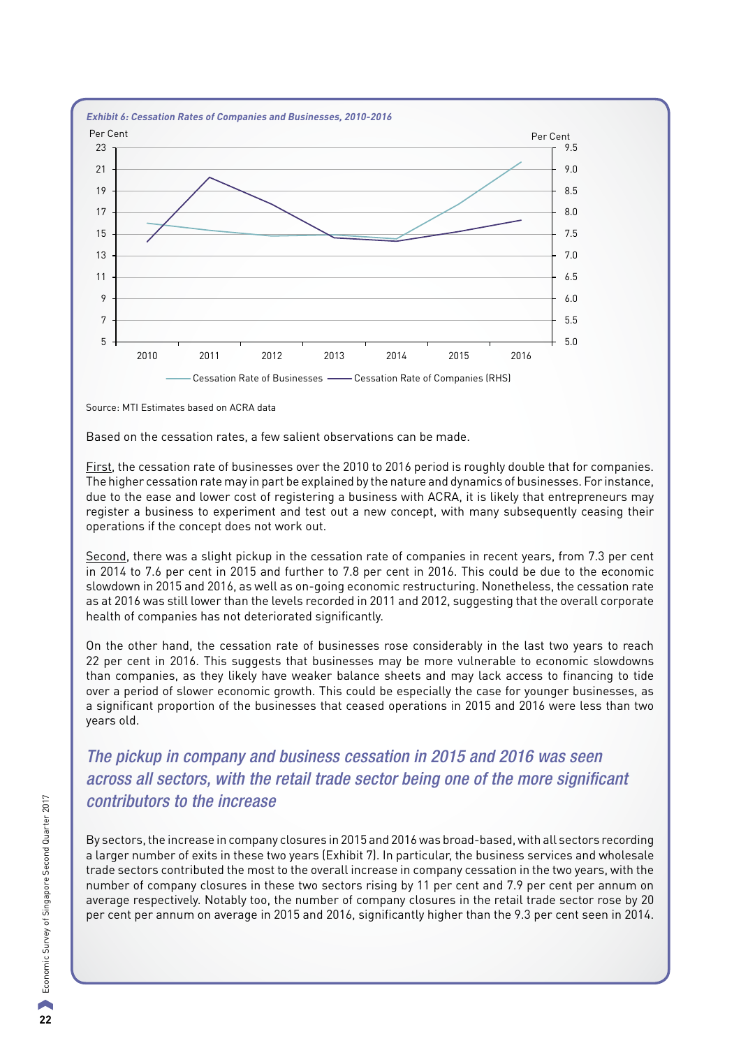*Exhibit 6: Cessation Rates of Companies and Businesses, 2010-2016*

Source: MTI Estimates based on ACRA data

Based on the cessation rates, a few salient observations can be made.

First, the cessation rate of businesses over the 2010 to 2016 period is roughly double that for companies. The higher cessation rate may in part be explained by the nature and dynamics of businesses. For instance, due to the ease and lower cost of registering a business with ACRA, it is likely that entrepreneurs may register a business to experiment and test out a new concept, with many subsequently ceasing their operations if the concept does not work out.

Second, there was a slight pickup in the cessation rate of companies in recent years, from 7.3 per cent in 2014 to 7.6 per cent in 2015 and further to 7.8 per cent in 2016. This could be due to the economic slowdown in 2015 and 2016, as well as on-going economic restructuring. Nonetheless, the cessation rate as at 2016 was still lower than the levels recorded in 2011 and 2012, suggesting that the overall corporate health of companies has not deteriorated significantly.

On the other hand, the cessation rate of businesses rose considerably in the last two years to reach 22 per cent in 2016. This suggests that businesses may be more vulnerable to economic slowdowns than companies, as they likely have weaker balance sheets and may lack access to financing to tide over a period of slower economic growth. This could be especially the case for younger businesses, as a significant proportion of the businesses that ceased operations in 2015 and 2016 were less than two years old.

## *The pickup in company and business cessation in 2015 and 2016 was seen across all sectors, with the retail trade sector being one of the more significant contributors to the increase*

By sectors, the increase in company closures in 2015 and 2016 was broad-based, with all sectors recording a larger number of exits in these two years (Exhibit 7). In particular, the business services and wholesale trade sectors contributed the most to the overall increase in company cessation in the two years, with the number of company closures in these two sectors rising by 11 per cent and 7.9 per cent per annum on average respectively. Notably too, the number of company closures in the retail trade sector rose by 20 per cent per annum on average in 2015 and 2016, significantly higher than the 9.3 per cent seen in 2014.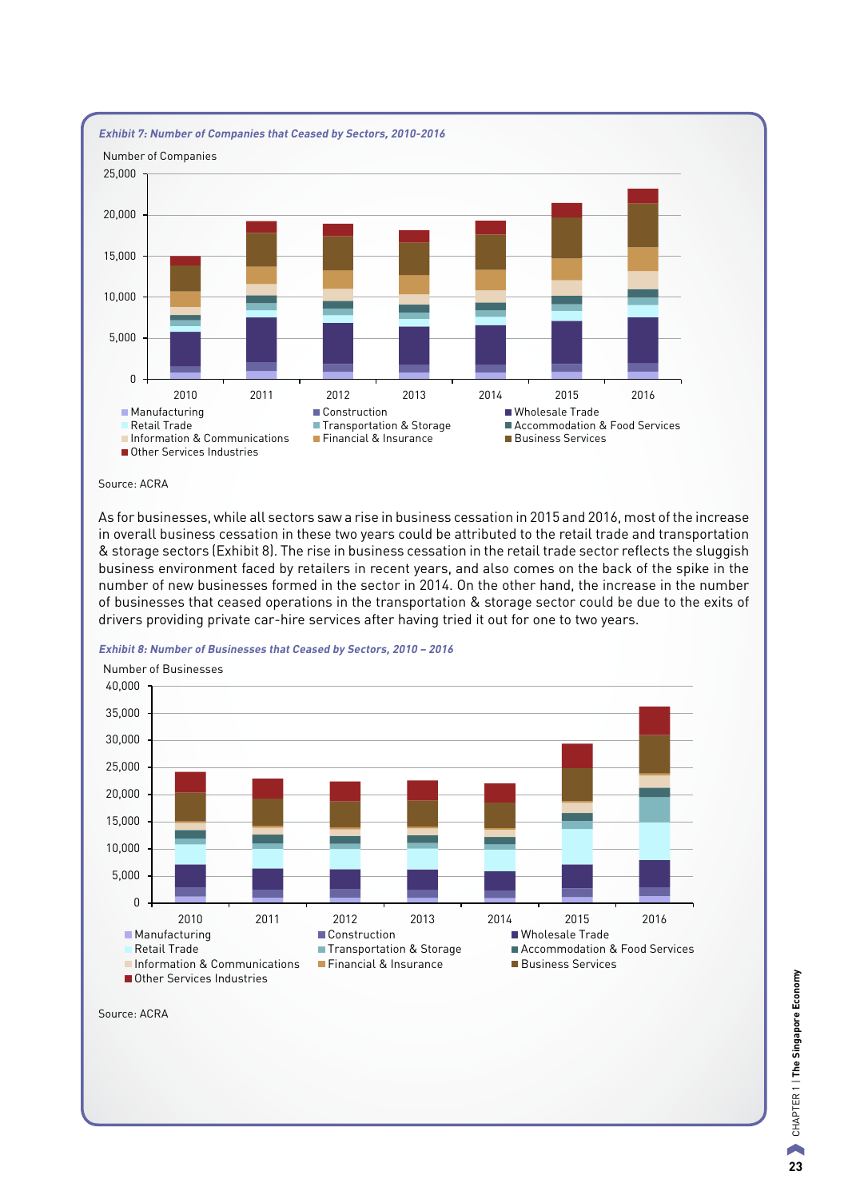*Exhibit 7: Number of Companies that Ceased by Sectors, 2010-2016*

Number of Companies

Source: ACRA

As for businesses, while all sectors saw a rise in business cessation in 2015 and 2016, most of the increase in overall business cessation in these two years could be attributed to the retail trade and transportation & storage sectors (Exhibit 8). The rise in business cessation in the retail trade sector reflects the sluggish business environment faced by retailers in recent years, and also comes on the back of the spike in the number of new businesses formed in the sector in 2014. On the other hand, the increase in the number of businesses that ceased operations in the transportation & storage sector could be due to the exits of drivers providing private car-hire services after having tried it out for one to two years.

*Exhibit 8: Number of Businesses that Ceased by Sectors, 2010 – 2016*

Number of Businesses

Source: ACRA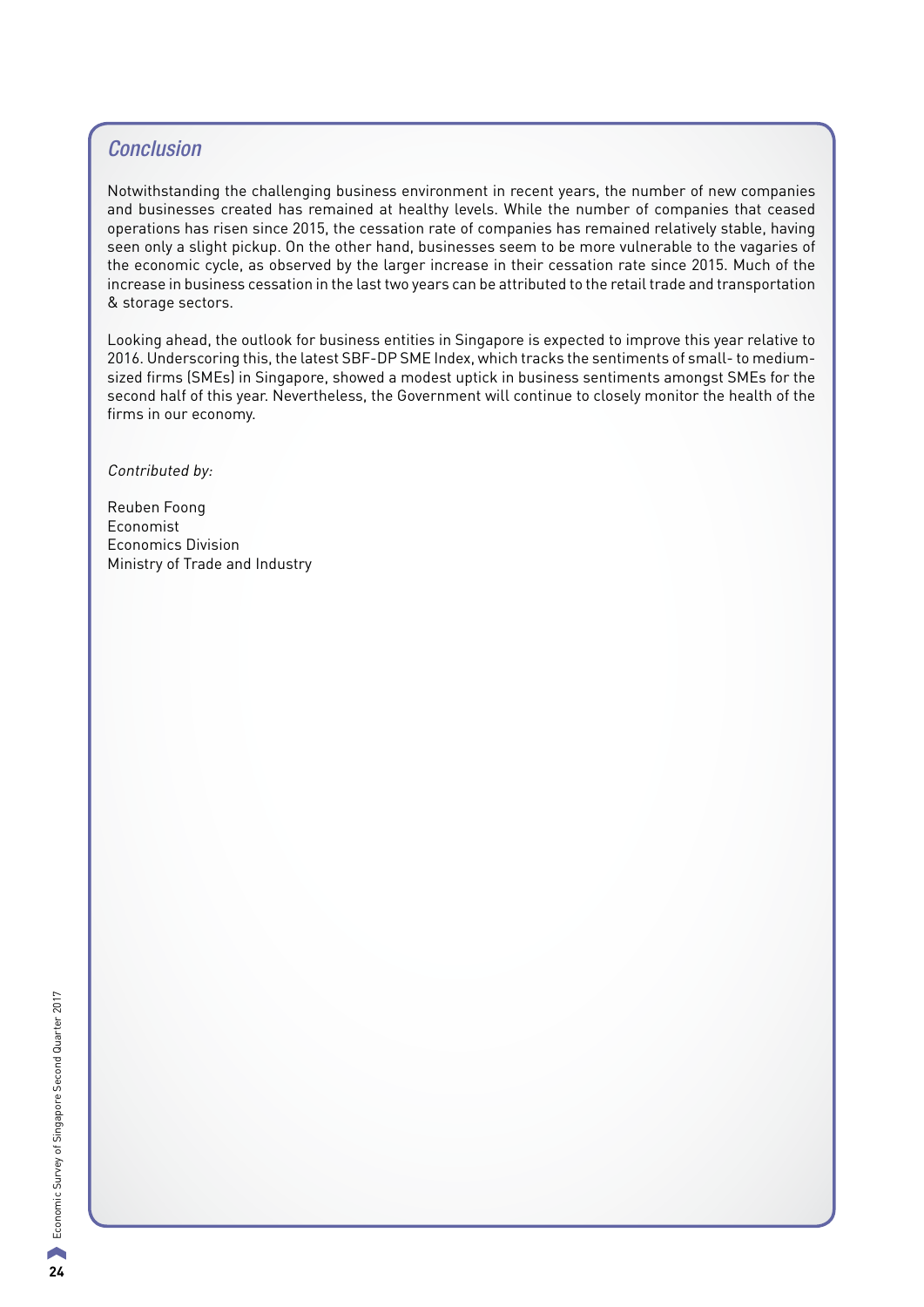## *Conclusion*

Notwithstanding the challenging business environment in recent years, the number of new companies and businesses created has remained at healthy levels. While the number of companies that ceased operations has risen since 2015, the cessation rate of companies has remained relatively stable, having seen only a slight pickup. On the other hand, businesses seem to be more vulnerable to the vagaries of the economic cycle, as observed by the larger increase in their cessation rate since 2015. Much of the increase in business cessation in the last two years can be attributed to the retail trade and transportation & storage sectors.

Looking ahead, the outlook for business entities in Singapore is expected to improve this year relative to 2016. Underscoring this, the latest SBF-DP SME Index, which tracks the sentiments of small- to medium-sized firms (SMEs) in Singapore, showed a modest uptick in business sentiments amongst SMEs for the second half of this year. Nevertheless, the Government will continue to closely monitor the health of the firms in our economy.

*Contributed by:*

Reuben Foong
Economist
Economics Division
Ministry of Trade and Industry